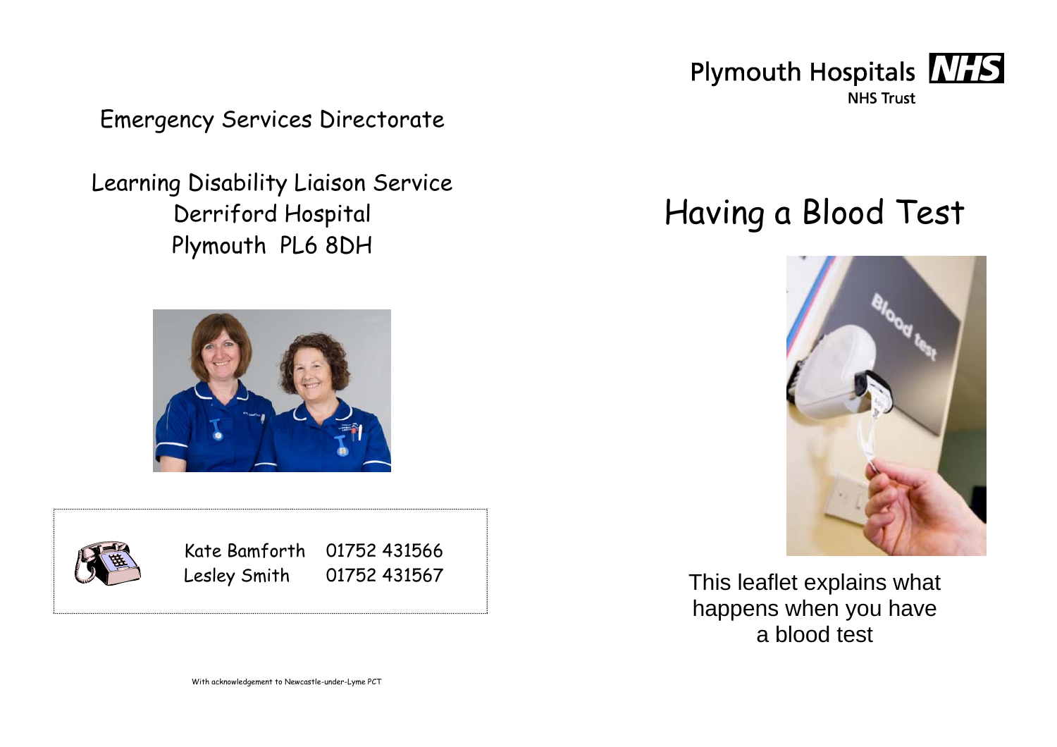Emergency Services Directorate

Learning Disability Liaison Service
Derriford Hospital
Plymouth PL6 8DH

| | |
|---|---|
| Kate Bamforth | 01752 431566 |
| Lesley Smith | 01752 431567 |

With acknowledgement to Newcastle-under-Lyme PCT

Plymouth Hospitals NHS
NHS Trust

# Having a Blood Test

This leaflet explains what happens when you have a blood test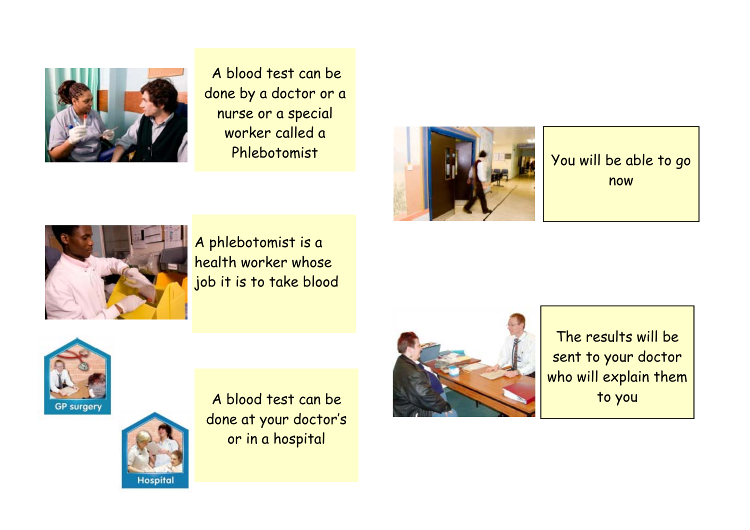A blood test can be done by a doctor or a nurse or a special worker called a Phlebotomist

A phlebotomist is a health worker whose job it is to take blood

GP surgery

Hospital

A blood test can be done at your doctor's or in a hospital

You will be able to go now

The results will be sent to your doctor who will explain them to you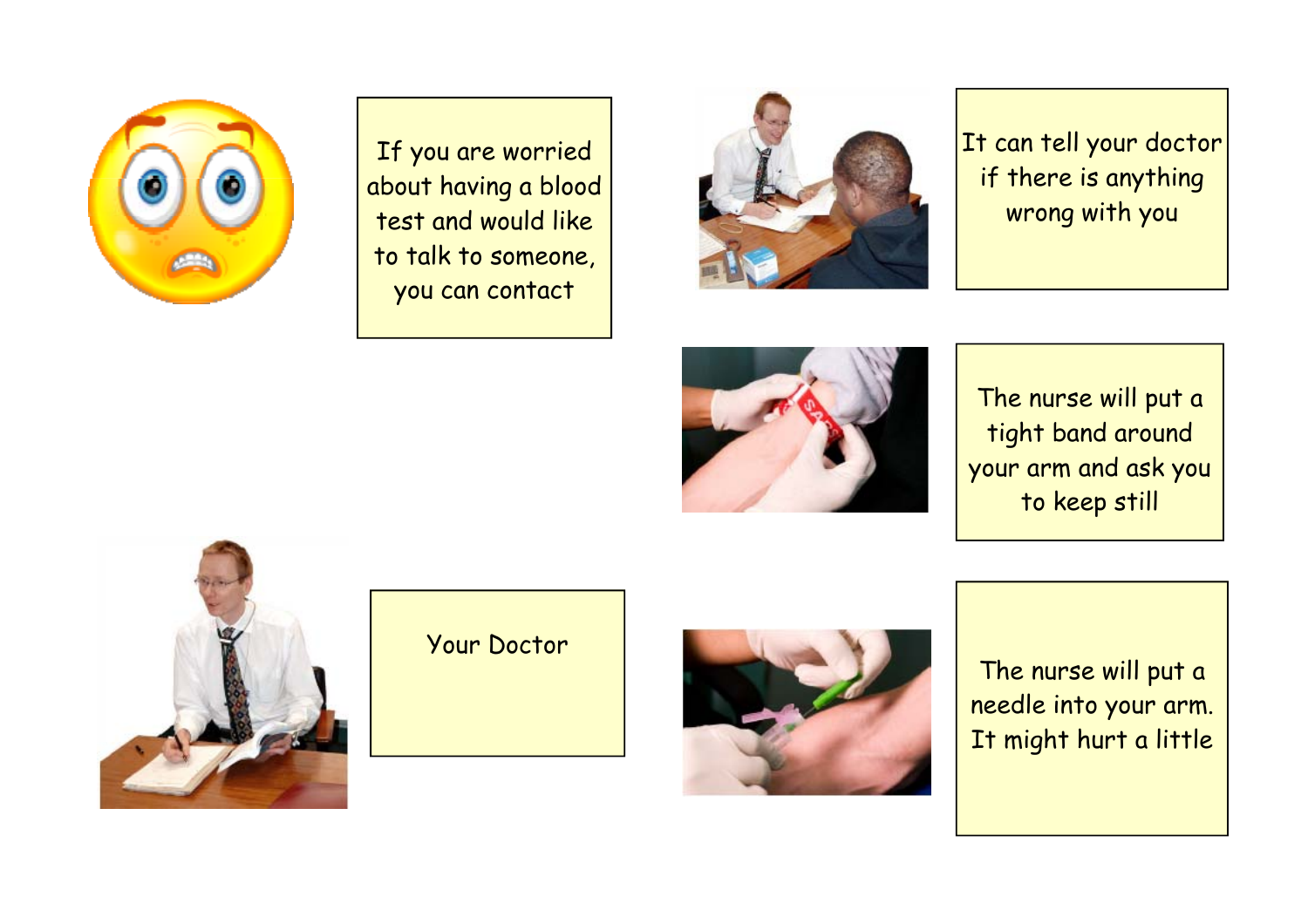If you are worried about having a blood test and would like to talk to someone, you can contact

It can tell your doctor if there is anything wrong with you

The nurse will put a tight band around your arm and ask you to keep still

Your Doctor

The nurse will put a needle into your arm. It might hurt a little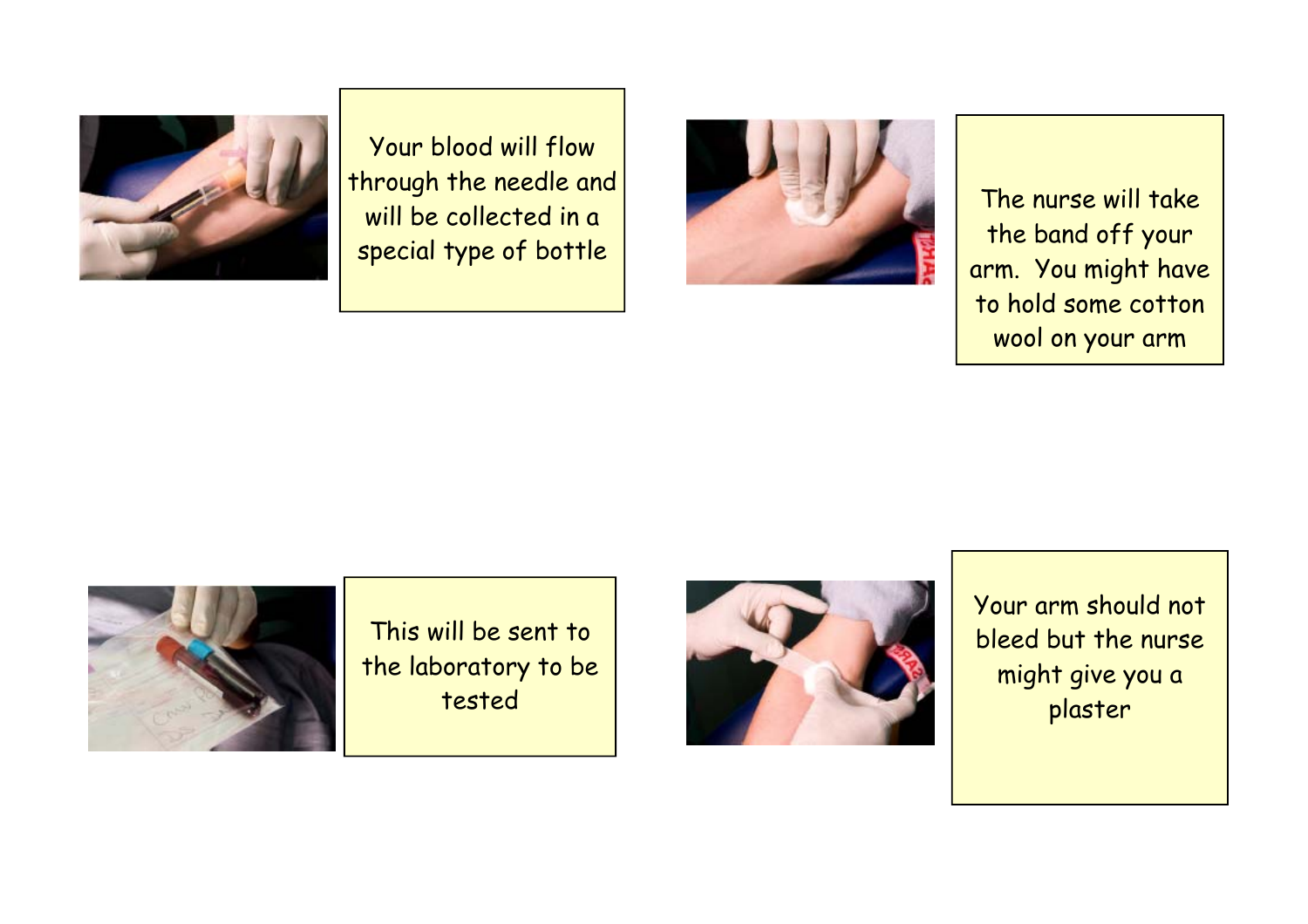Your blood will flow through the needle and will be collected in a special type of bottle

The nurse will take the band off your arm. You might have to hold some cotton wool on your arm

This will be sent to the laboratory to be tested

Your arm should not bleed but the nurse might give you a plaster